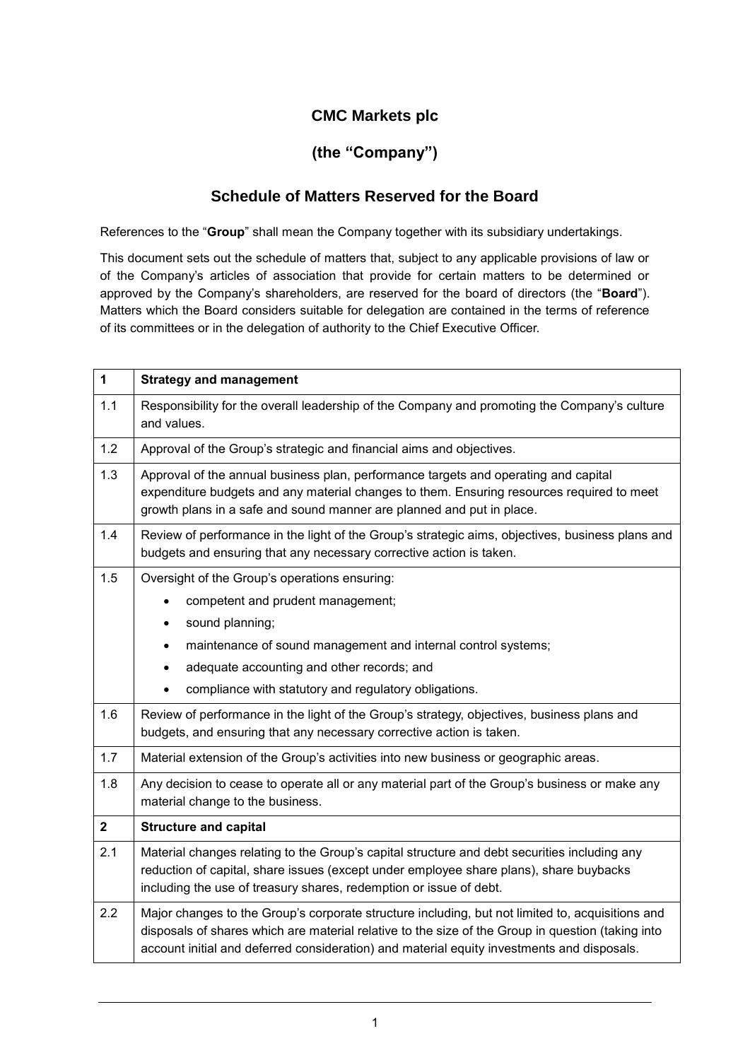# CMC Markets plc

## (the "Company")

## Schedule of Matters Reserved for the Board

References to the "**Group**" shall mean the Company together with its subsidiary undertakings.

This document sets out the schedule of matters that, subject to any applicable provisions of law or of the Company's articles of association that provide for certain matters to be determined or approved by the Company's shareholders, are reserved for the board of directors (the "**Board**"). Matters which the Board considers suitable for delegation are contained in the terms of reference of its committees or in the delegation of authority to the Chief Executive Officer.

| **1** | **Strategy and management** |
|---|---|
| 1.1 | Responsibility for the overall leadership of the Company and promoting the Company's culture and values. |
| 1.2 | Approval of the Group's strategic and financial aims and objectives. |
| 1.3 | Approval of the annual business plan, performance targets and operating and capital expenditure budgets and any material changes to them. Ensuring resources required to meet growth plans in a safe and sound manner are planned and put in place. |
| 1.4 | Review of performance in the light of the Group's strategic aims, objectives, business plans and budgets and ensuring that any necessary corrective action is taken. |
| 1.5 | Oversight of the Group's operations ensuring:<br>• competent and prudent management;<br>• sound planning;<br>• maintenance of sound management and internal control systems;<br>• adequate accounting and other records; and<br>• compliance with statutory and regulatory obligations. |
| 1.6 | Review of performance in the light of the Group's strategy, objectives, business plans and budgets, and ensuring that any necessary corrective action is taken. |
| 1.7 | Material extension of the Group's activities into new business or geographic areas. |
| 1.8 | Any decision to cease to operate all or any material part of the Group's business or make any material change to the business. |
| **2** | **Structure and capital** |
| 2.1 | Material changes relating to the Group's capital structure and debt securities including any reduction of capital, share issues (except under employee share plans), share buybacks including the use of treasury shares, redemption or issue of debt. |
| 2.2 | Major changes to the Group's corporate structure including, but not limited to, acquisitions and disposals of shares which are material relative to the size of the Group in question (taking into account initial and deferred consideration) and material equity investments and disposals. |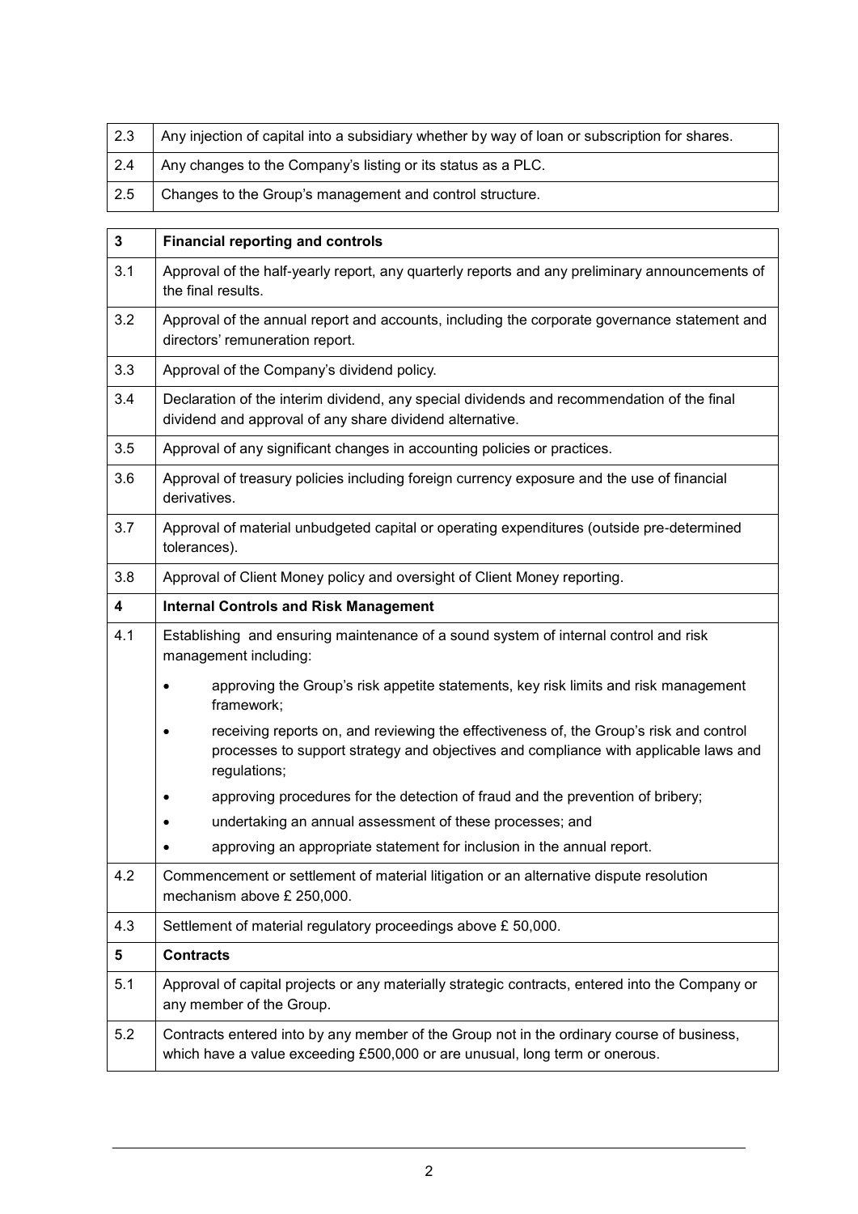| | |
|---|---|
| 2.3 | Any injection of capital into a subsidiary whether by way of loan or subscription for shares. |
| 2.4 | Any changes to the Company's listing or its status as a PLC. |
| 2.5 | Changes to the Group's management and control structure. |

| | |
|---|---|
| **3** | **Financial reporting and controls** |
| 3.1 | Approval of the half-yearly report, any quarterly reports and any preliminary announcements of the final results. |
| 3.2 | Approval of the annual report and accounts, including the corporate governance statement and directors' remuneration report. |
| 3.3 | Approval of the Company's dividend policy. |
| 3.4 | Declaration of the interim dividend, any special dividends and recommendation of the final dividend and approval of any share dividend alternative. |
| 3.5 | Approval of any significant changes in accounting policies or practices. |
| 3.6 | Approval of treasury policies including foreign currency exposure and the use of financial derivatives. |
| 3.7 | Approval of material unbudgeted capital or operating expenditures (outside pre-determined tolerances). |
| 3.8 | Approval of Client Money policy and oversight of Client Money reporting. |
| **4** | **Internal Controls and Risk Management** |
| 4.1 | Establishing and ensuring maintenance of a sound system of internal control and risk management including: <br>• approving the Group's risk appetite statements, key risk limits and risk management framework; <br>• receiving reports on, and reviewing the effectiveness of, the Group's risk and control processes to support strategy and objectives and compliance with applicable laws and regulations; <br>• approving procedures for the detection of fraud and the prevention of bribery; <br>• undertaking an annual assessment of these processes; and <br>• approving an appropriate statement for inclusion in the annual report. |
| 4.2 | Commencement or settlement of material litigation or an alternative dispute resolution mechanism above £ 250,000. |
| 4.3 | Settlement of material regulatory proceedings above £ 50,000. |
| **5** | **Contracts** |
| 5.1 | Approval of capital projects or any materially strategic contracts, entered into the Company or any member of the Group. |
| 5.2 | Contracts entered into by any member of the Group not in the ordinary course of business, which have a value exceeding £500,000 or are unusual, long term or onerous. |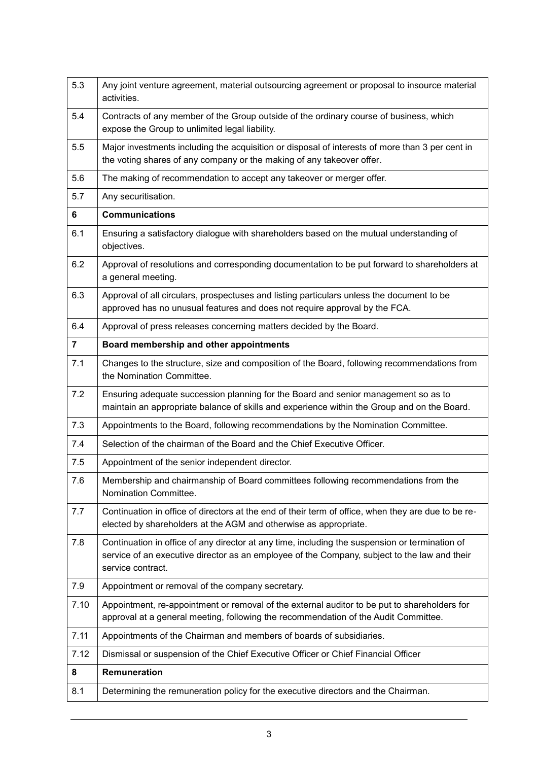| | |
|---|---|
| 5.3 | Any joint venture agreement, material outsourcing agreement or proposal to insource material activities. |
| 5.4 | Contracts of any member of the Group outside of the ordinary course of business, which expose the Group to unlimited legal liability. |
| 5.5 | Major investments including the acquisition or disposal of interests of more than 3 per cent in the voting shares of any company or the making of any takeover offer. |
| 5.6 | The making of recommendation to accept any takeover or merger offer. |
| 5.7 | Any securitisation. |
| **6** | **Communications** |
| 6.1 | Ensuring a satisfactory dialogue with shareholders based on the mutual understanding of objectives. |
| 6.2 | Approval of resolutions and corresponding documentation to be put forward to shareholders at a general meeting. |
| 6.3 | Approval of all circulars, prospectuses and listing particulars unless the document to be approved has no unusual features and does not require approval by the FCA. |
| 6.4 | Approval of press releases concerning matters decided by the Board. |
| **7** | **Board membership and other appointments** |
| 7.1 | Changes to the structure, size and composition of the Board, following recommendations from the Nomination Committee. |
| 7.2 | Ensuring adequate succession planning for the Board and senior management so as to maintain an appropriate balance of skills and experience within the Group and on the Board. |
| 7.3 | Appointments to the Board, following recommendations by the Nomination Committee. |
| 7.4 | Selection of the chairman of the Board and the Chief Executive Officer. |
| 7.5 | Appointment of the senior independent director. |
| 7.6 | Membership and chairmanship of Board committees following recommendations from the Nomination Committee. |
| 7.7 | Continuation in office of directors at the end of their term of office, when they are due to be re-elected by shareholders at the AGM and otherwise as appropriate. |
| 7.8 | Continuation in office of any director at any time, including the suspension or termination of service of an executive director as an employee of the Company, subject to the law and their service contract. |
| 7.9 | Appointment or removal of the company secretary. |
| 7.10 | Appointment, re-appointment or removal of the external auditor to be put to shareholders for approval at a general meeting, following the recommendation of the Audit Committee. |
| 7.11 | Appointments of the Chairman and members of boards of subsidiaries. |
| 7.12 | Dismissal or suspension of the Chief Executive Officer or Chief Financial Officer |
| **8** | **Remuneration** |
| 8.1 | Determining the remuneration policy for the executive directors and the Chairman. |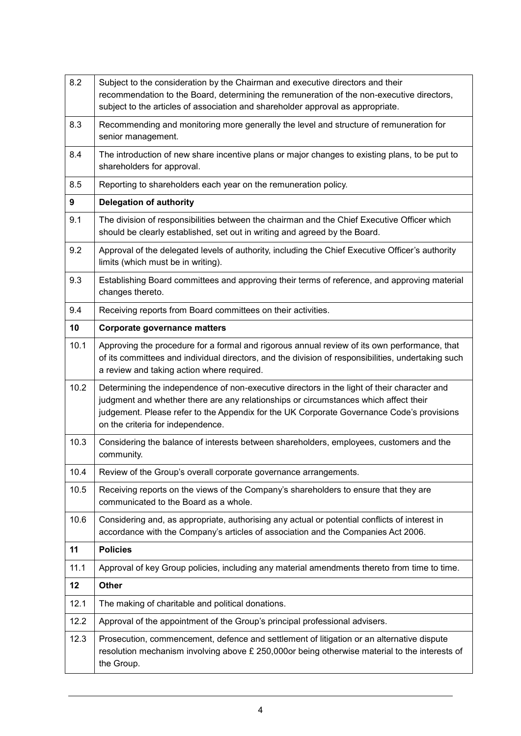| | |
|---|---|
| 8.2 | Subject to the consideration by the Chairman and executive directors and their recommendation to the Board, determining the remuneration of the non-executive directors, subject to the articles of association and shareholder approval as appropriate. |
| 8.3 | Recommending and monitoring more generally the level and structure of remuneration for senior management. |
| 8.4 | The introduction of new share incentive plans or major changes to existing plans, to be put to shareholders for approval. |
| 8.5 | Reporting to shareholders each year on the remuneration policy. |
| **9** | **Delegation of authority** |
| 9.1 | The division of responsibilities between the chairman and the Chief Executive Officer which should be clearly established, set out in writing and agreed by the Board. |
| 9.2 | Approval of the delegated levels of authority, including the Chief Executive Officer's authority limits (which must be in writing). |
| 9.3 | Establishing Board committees and approving their terms of reference, and approving material changes thereto. |
| 9.4 | Receiving reports from Board committees on their activities. |
| **10** | **Corporate governance matters** |
| 10.1 | Approving the procedure for a formal and rigorous annual review of its own performance, that of its committees and individual directors, and the division of responsibilities, undertaking such a review and taking action where required. |
| 10.2 | Determining the independence of non-executive directors in the light of their character and judgment and whether there are any relationships or circumstances which affect their judgement. Please refer to the Appendix for the UK Corporate Governance Code's provisions on the criteria for independence. |
| 10.3 | Considering the balance of interests between shareholders, employees, customers and the community. |
| 10.4 | Review of the Group's overall corporate governance arrangements. |
| 10.5 | Receiving reports on the views of the Company's shareholders to ensure that they are communicated to the Board as a whole. |
| 10.6 | Considering and, as appropriate, authorising any actual or potential conflicts of interest in accordance with the Company's articles of association and the Companies Act 2006. |
| **11** | **Policies** |
| 11.1 | Approval of key Group policies, including any material amendments thereto from time to time. |
| **12** | **Other** |
| 12.1 | The making of charitable and political donations. |
| 12.2 | Approval of the appointment of the Group's principal professional advisers. |
| 12.3 | Prosecution, commencement, defence and settlement of litigation or an alternative dispute resolution mechanism involving above £ 250,000or being otherwise material to the interests of the Group. |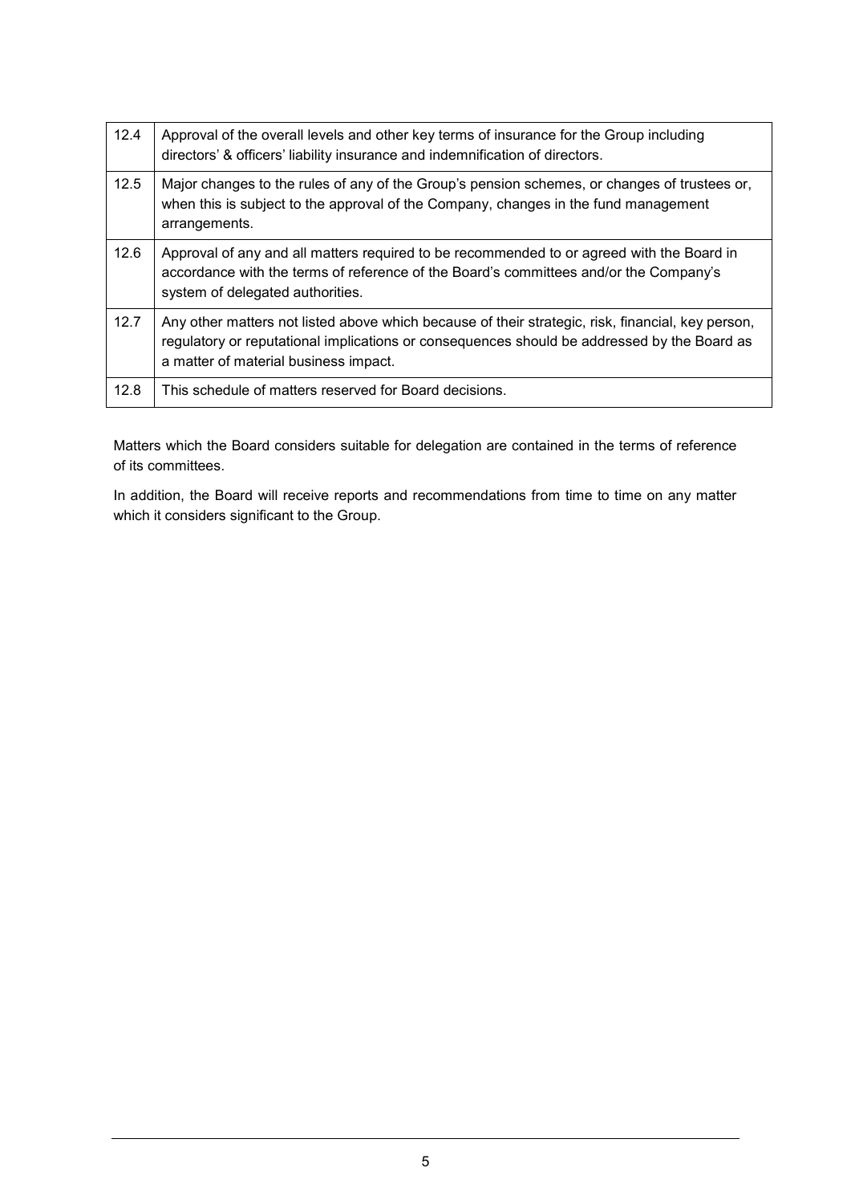| | |
|---|---|
| 12.4 | Approval of the overall levels and other key terms of insurance for the Group including directors' & officers' liability insurance and indemnification of directors. |
| 12.5 | Major changes to the rules of any of the Group's pension schemes, or changes of trustees or, when this is subject to the approval of the Company, changes in the fund management arrangements. |
| 12.6 | Approval of any and all matters required to be recommended to or agreed with the Board in accordance with the terms of reference of the Board's committees and/or the Company's system of delegated authorities. |
| 12.7 | Any other matters not listed above which because of their strategic, risk, financial, key person, regulatory or reputational implications or consequences should be addressed by the Board as a matter of material business impact. |
| 12.8 | This schedule of matters reserved for Board decisions. |

Matters which the Board considers suitable for delegation are contained in the terms of reference of its committees.

In addition, the Board will receive reports and recommendations from time to time on any matter which it considers significant to the Group.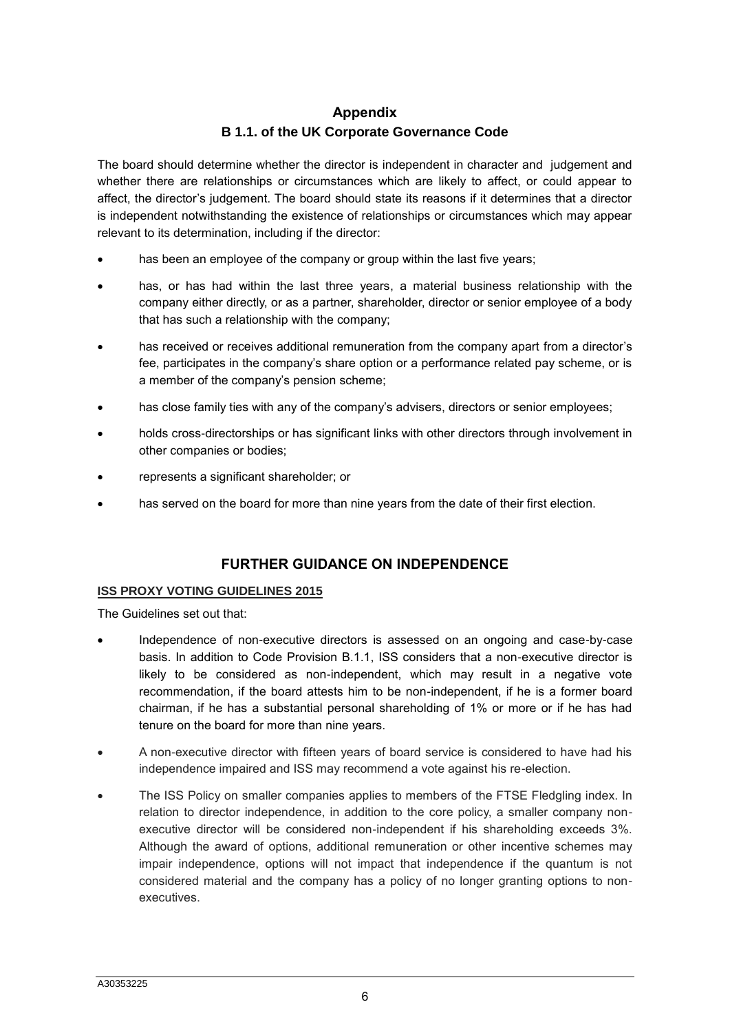# Appendix

## B 1.1. of the UK Corporate Governance Code

The board should determine whether the director is independent in character and judgement and whether there are relationships or circumstances which are likely to affect, or could appear to affect, the director's judgement. The board should state its reasons if it determines that a director is independent notwithstanding the existence of relationships or circumstances which may appear relevant to its determination, including if the director:

- has been an employee of the company or group within the last five years;
- has, or has had within the last three years, a material business relationship with the company either directly, or as a partner, shareholder, director or senior employee of a body that has such a relationship with the company;
- has received or receives additional remuneration from the company apart from a director's fee, participates in the company's share option or a performance related pay scheme, or is a member of the company's pension scheme;
- has close family ties with any of the company's advisers, directors or senior employees;
- holds cross-directorships or has significant links with other directors through involvement in other companies or bodies;
- represents a significant shareholder; or
- has served on the board for more than nine years from the date of their first election.

## FURTHER GUIDANCE ON INDEPENDENCE

**ISS PROXY VOTING GUIDELINES 2015**

The Guidelines set out that:

- Independence of non-executive directors is assessed on an ongoing and case-by-case basis. In addition to Code Provision B.1.1, ISS considers that a non-executive director is likely to be considered as non-independent, which may result in a negative vote recommendation, if the board attests him to be non-independent, if he is a former board chairman, if he has a substantial personal shareholding of 1% or more or if he has had tenure on the board for more than nine years.
- A non-executive director with fifteen years of board service is considered to have had his independence impaired and ISS may recommend a vote against his re-election.
- The ISS Policy on smaller companies applies to members of the FTSE Fledgling index. In relation to director independence, in addition to the core policy, a smaller company non-executive director will be considered non-independent if his shareholding exceeds 3%. Although the award of options, additional remuneration or other incentive schemes may impair independence, options will not impact that independence if the quantum is not considered material and the company has a policy of no longer granting options to non-executives.

A30353225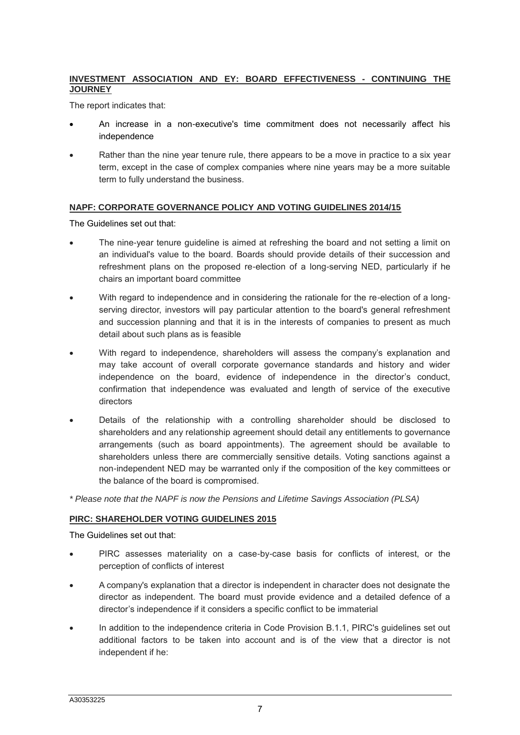**INVESTMENT ASSOCIATION AND EY: BOARD EFFECTIVENESS - CONTINUING THE JOURNEY**

The report indicates that:

- An increase in a non-executive's time commitment does not necessarily affect his independence
- Rather than the nine year tenure rule, there appears to be a move in practice to a six year term, except in the case of complex companies where nine years may be a more suitable term to fully understand the business.

**NAPF: CORPORATE GOVERNANCE POLICY AND VOTING GUIDELINES 2014/15**

The Guidelines set out that:

- The nine-year tenure guideline is aimed at refreshing the board and not setting a limit on an individual's value to the board. Boards should provide details of their succession and refreshment plans on the proposed re-election of a long-serving NED, particularly if he chairs an important board committee
- With regard to independence and in considering the rationale for the re-election of a long-serving director, investors will pay particular attention to the board's general refreshment and succession planning and that it is in the interests of companies to present as much detail about such plans as is feasible
- With regard to independence, shareholders will assess the company's explanation and may take account of overall corporate governance standards and history and wider independence on the board, evidence of independence in the director's conduct, confirmation that independence was evaluated and length of service of the executive directors
- Details of the relationship with a controlling shareholder should be disclosed to shareholders and any relationship agreement should detail any entitlements to governance arrangements (such as board appointments). The agreement should be available to shareholders unless there are commercially sensitive details. Voting sanctions against a non-independent NED may be warranted only if the composition of the key committees or the balance of the board is compromised.

*\* Please note that the NAPF is now the Pensions and Lifetime Savings Association (PLSA)*

**PIRC: SHAREHOLDER VOTING GUIDELINES 2015**

The Guidelines set out that:

- PIRC assesses materiality on a case-by-case basis for conflicts of interest, or the perception of conflicts of interest
- A company's explanation that a director is independent in character does not designate the director as independent. The board must provide evidence and a detailed defence of a director's independence if it considers a specific conflict to be immaterial
- In addition to the independence criteria in Code Provision B.1.1, PIRC's guidelines set out additional factors to be taken into account and is of the view that a director is not independent if he: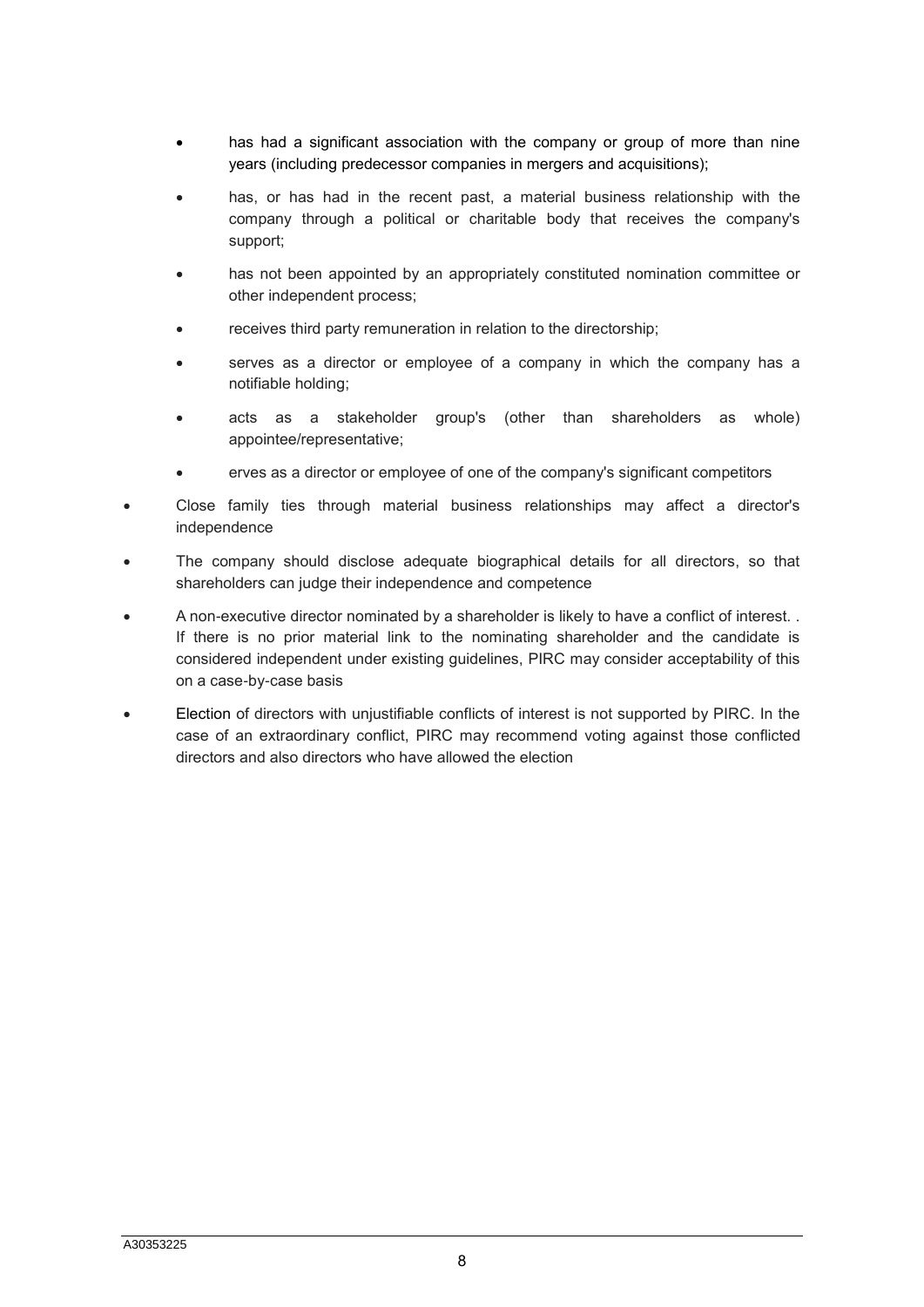- has had a significant association with the company or group of more than nine years (including predecessor companies in mergers and acquisitions);
    - has, or has had in the recent past, a material business relationship with the company through a political or charitable body that receives the company's support;
    - has not been appointed by an appropriately constituted nomination committee or other independent process;
    - receives third party remuneration in relation to the directorship;
    - serves as a director or employee of a company in which the company has a notifiable holding;
    - acts as a stakeholder group's (other than shareholders as whole) appointee/representative;
    - erves as a director or employee of one of the company's significant competitors

- Close family ties through material business relationships may affect a director's independence
- The company should disclose adequate biographical details for all directors, so that shareholders can judge their independence and competence
- A non-executive director nominated by a shareholder is likely to have a conflict of interest. . If there is no prior material link to the nominating shareholder and the candidate is considered independent under existing guidelines, PIRC may consider acceptability of this on a case-by-case basis
- Election of directors with unjustifiable conflicts of interest is not supported by PIRC. In the case of an extraordinary conflict, PIRC may recommend voting against those conflicted directors and also directors who have allowed the election

A30353225